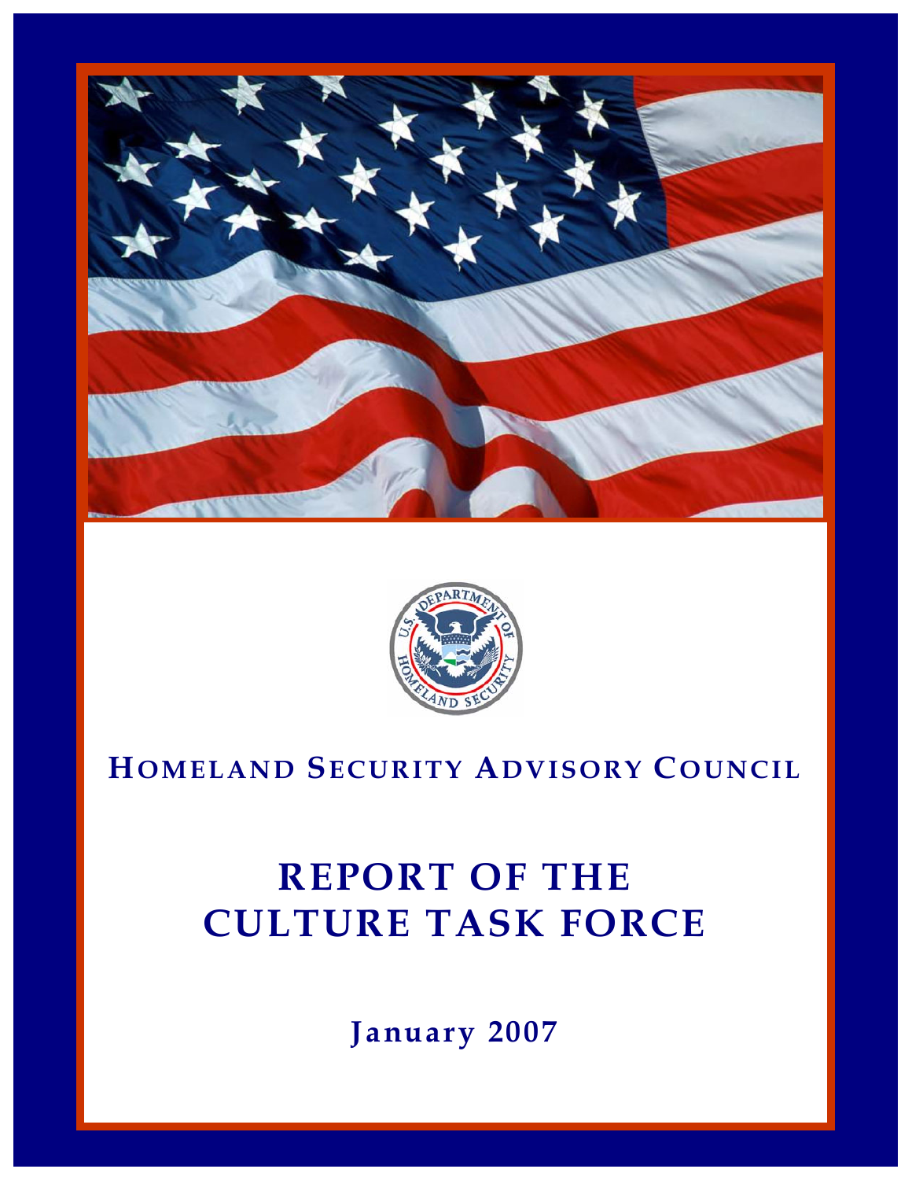**HOMELAND SECURITY ADVISORY COUNCIL**

# REPORT OF THE CULTURE TASK FORCE

**January 2007**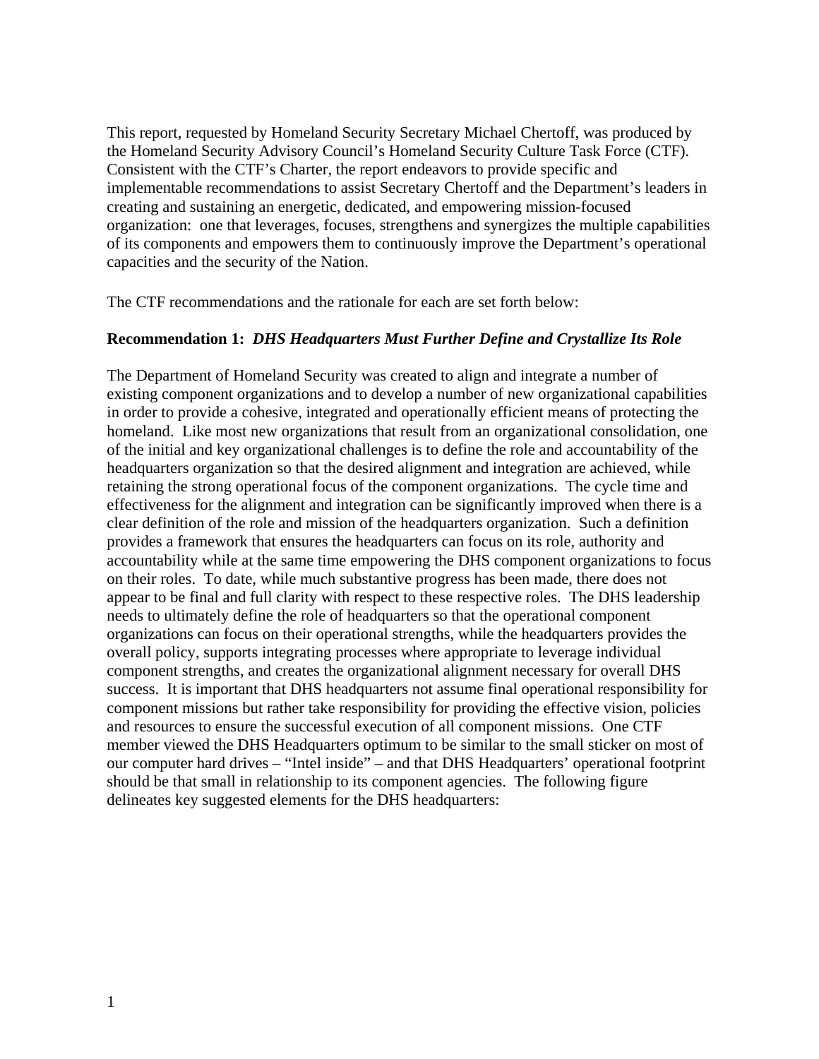This report, requested by Homeland Security Secretary Michael Chertoff, was produced by the Homeland Security Advisory Council's Homeland Security Culture Task Force (CTF). Consistent with the CTF's Charter, the report endeavors to provide specific and implementable recommendations to assist Secretary Chertoff and the Department's leaders in creating and sustaining an energetic, dedicated, and empowering mission-focused organization: one that leverages, focuses, strengthens and synergizes the multiple capabilities of its components and empowers them to continuously improve the Department's operational capacities and the security of the Nation.

The CTF recommendations and the rationale for each are set forth below:

**Recommendation 1:** ***DHS Headquarters Must Further Define and Crystallize Its Role***

The Department of Homeland Security was created to align and integrate a number of existing component organizations and to develop a number of new organizational capabilities in order to provide a cohesive, integrated and operationally efficient means of protecting the homeland. Like most new organizations that result from an organizational consolidation, one of the initial and key organizational challenges is to define the role and accountability of the headquarters organization so that the desired alignment and integration are achieved, while retaining the strong operational focus of the component organizations. The cycle time and effectiveness for the alignment and integration can be significantly improved when there is a clear definition of the role and mission of the headquarters organization. Such a definition provides a framework that ensures the headquarters can focus on its role, authority and accountability while at the same time empowering the DHS component organizations to focus on their roles. To date, while much substantive progress has been made, there does not appear to be final and full clarity with respect to these respective roles. The DHS leadership needs to ultimately define the role of headquarters so that the operational component organizations can focus on their operational strengths, while the headquarters provides the overall policy, supports integrating processes where appropriate to leverage individual component strengths, and creates the organizational alignment necessary for overall DHS success. It is important that DHS headquarters not assume final operational responsibility for component missions but rather take responsibility for providing the effective vision, policies and resources to ensure the successful execution of all component missions. One CTF member viewed the DHS Headquarters optimum to be similar to the small sticker on most of our computer hard drives – "Intel inside" – and that DHS Headquarters' operational footprint should be that small in relationship to its component agencies. The following figure delineates key suggested elements for the DHS headquarters: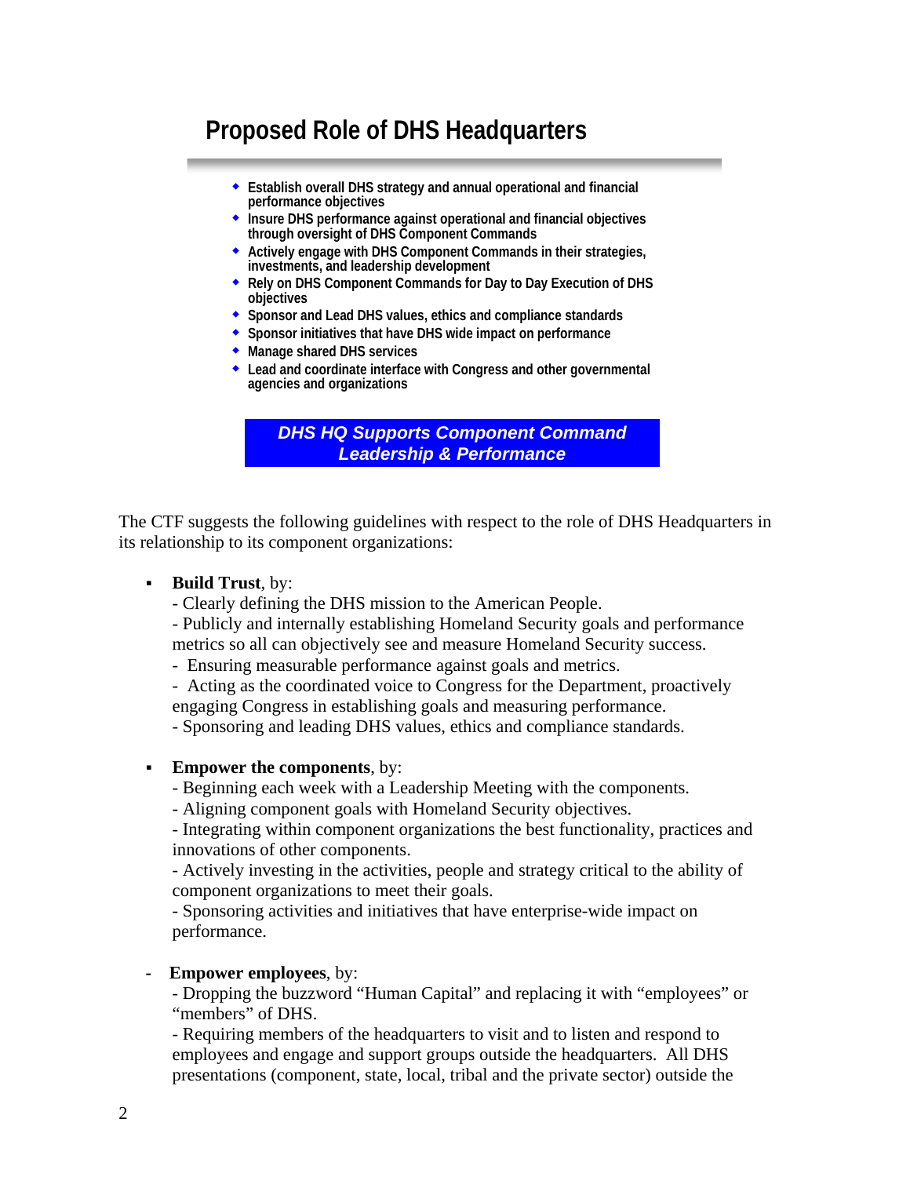## Proposed Role of DHS Headquarters

- Establish overall DHS strategy and annual operational and financial performance objectives
- Insure DHS performance against operational and financial objectives through oversight of DHS Component Commands
- Actively engage with DHS Component Commands in their strategies, investments, and leadership development
- Rely on DHS Component Commands for Day to Day Execution of DHS objectives
- Sponsor and Lead DHS values, ethics and compliance standards
- Sponsor initiatives that have DHS wide impact on performance
- Manage shared DHS services
- Lead and coordinate interface with Congress and other governmental agencies and organizations

***DHS HQ Supports Component Command Leadership & Performance***

The CTF suggests the following guidelines with respect to the role of DHS Headquarters in its relationship to its component organizations:

- **Build Trust**, by:
  - Clearly defining the DHS mission to the American People.
  - Publicly and internally establishing Homeland Security goals and performance metrics so all can objectively see and measure Homeland Security success.
  - Ensuring measurable performance against goals and metrics.
  - Acting as the coordinated voice to Congress for the Department, proactively engaging Congress in establishing goals and measuring performance.
  - Sponsoring and leading DHS values, ethics and compliance standards.

- **Empower the components**, by:
  - Beginning each week with a Leadership Meeting with the components.
  - Aligning component goals with Homeland Security objectives.
  - Integrating within component organizations the best functionality, practices and innovations of other components.
  - Actively investing in the activities, people and strategy critical to the ability of component organizations to meet their goals.
  - Sponsoring activities and initiatives that have enterprise-wide impact on performance.

- **Empower employees**, by:
  - Dropping the buzzword "Human Capital" and replacing it with "employees" or "members" of DHS.
  - Requiring members of the headquarters to visit and to listen and respond to employees and engage and support groups outside the headquarters. All DHS presentations (component, state, local, tribal and the private sector) outside the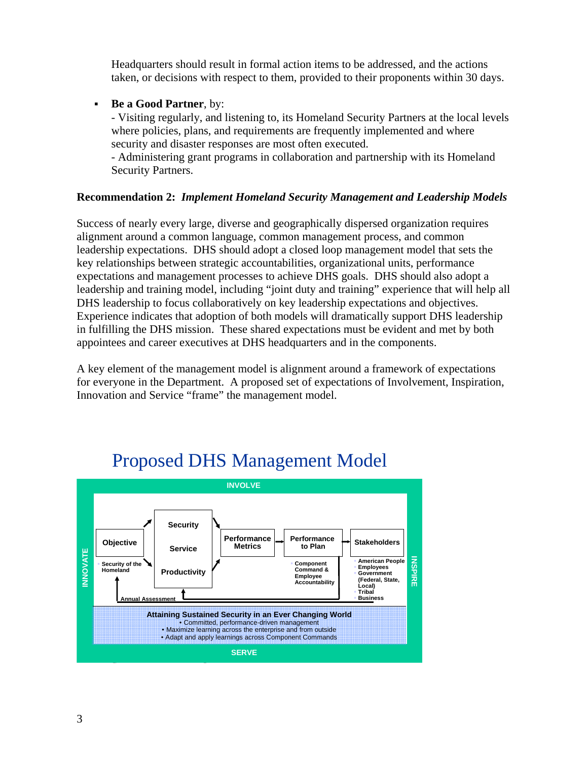Headquarters should result in formal action items to be addressed, and the actions taken, or decisions with respect to them, provided to their proponents within 30 days.

- **Be a Good Partner**, by:
  - Visiting regularly, and listening to, its Homeland Security Partners at the local levels where policies, plans, and requirements are frequently implemented and where security and disaster responses are most often executed.
  - Administering grant programs in collaboration and partnership with its Homeland Security Partners.

**Recommendation 2:** ***Implement Homeland Security Management and Leadership Models***

Success of nearly every large, diverse and geographically dispersed organization requires alignment around a common language, common management process, and common leadership expectations. DHS should adopt a closed loop management model that sets the key relationships between strategic accountabilities, organizational units, performance expectations and management processes to achieve DHS goals. DHS should also adopt a leadership and training model, including "joint duty and training" experience that will help all DHS leadership to focus collaboratively on key leadership expectations and objectives. Experience indicates that adoption of both models will dramatically support DHS leadership in fulfilling the DHS mission. These shared expectations must be evident and met by both appointees and career executives at DHS headquarters and in the components.

A key element of the management model is alignment around a framework of expectations for everyone in the Department. A proposed set of expectations of Involvement, Inspiration, Innovation and Service "frame" the management model.

## Proposed DHS Management Model

INVOLVE

INNOVATE

INSPIRE

Objective
- Security of the Homeland

Security

Service

Productivity

Performance Metrics

Performance to Plan
- Component Command & Employee Accountability

Stakeholders
- American People
- Employees
- Government (Federal, State, Local)
- Tribal
- Business

Annual Assessment

**Attaining Sustained Security in an Ever Changing World**
- Committed, performance-driven management
- Maximize learning across the enterprise and from outside
- Adapt and apply learnings across Component Commands

SERVE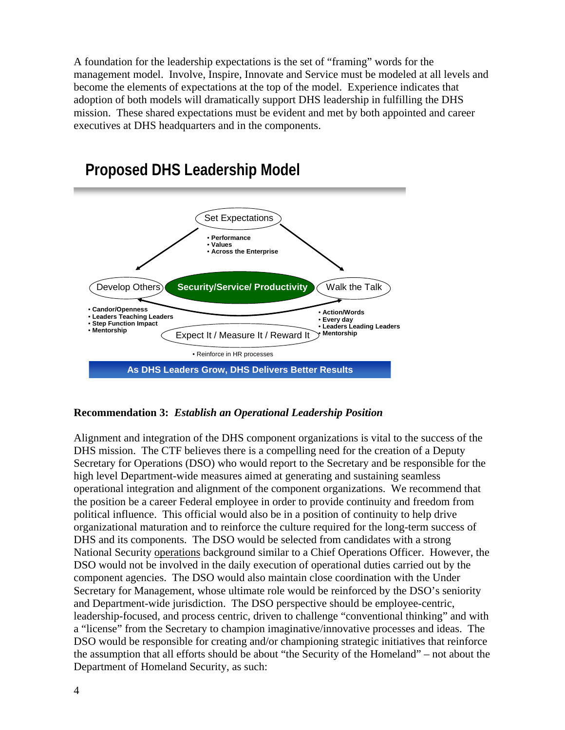A foundation for the leadership expectations is the set of "framing" words for the management model. Involve, Inspire, Innovate and Service must be modeled at all levels and become the elements of expectations at the top of the model. Experience indicates that adoption of both models will dramatically support DHS leadership in fulfilling the DHS mission. These shared expectations must be evident and met by both appointed and career executives at DHS headquarters and in the components.

## Proposed DHS Leadership Model

Set Expectations

- Performance
- Values
- Across the Enterprise

Develop Others

- Candor/Openness
- Leaders Teaching Leaders
- Step Function Impact
- Mentorship

Security/Service/ Productivity

Walk the Talk

- Action/Words
- Every day
- Leaders Leading Leaders
- Mentorship

Expect It / Measure It / Reward It

- Reinforce in HR processes

As DHS Leaders Grow, DHS Delivers Better Results

**Recommendation 3:** ***Establish an Operational Leadership Position***

Alignment and integration of the DHS component organizations is vital to the success of the DHS mission. The CTF believes there is a compelling need for the creation of a Deputy Secretary for Operations (DSO) who would report to the Secretary and be responsible for the high level Department-wide measures aimed at generating and sustaining seamless operational integration and alignment of the component organizations. We recommend that the position be a career Federal employee in order to provide continuity and freedom from political influence. This official would also be in a position of continuity to help drive organizational maturation and to reinforce the culture required for the long-term success of DHS and its components. The DSO would be selected from candidates with a strong National Security operations background similar to a Chief Operations Officer. However, the DSO would not be involved in the daily execution of operational duties carried out by the component agencies. The DSO would also maintain close coordination with the Under Secretary for Management, whose ultimate role would be reinforced by the DSO's seniority and Department-wide jurisdiction. The DSO perspective should be employee-centric, leadership-focused, and process centric, driven to challenge "conventional thinking" and with a "license" from the Secretary to champion imaginative/innovative processes and ideas. The DSO would be responsible for creating and/or championing strategic initiatives that reinforce the assumption that all efforts should be about "the Security of the Homeland" – not about the Department of Homeland Security, as such: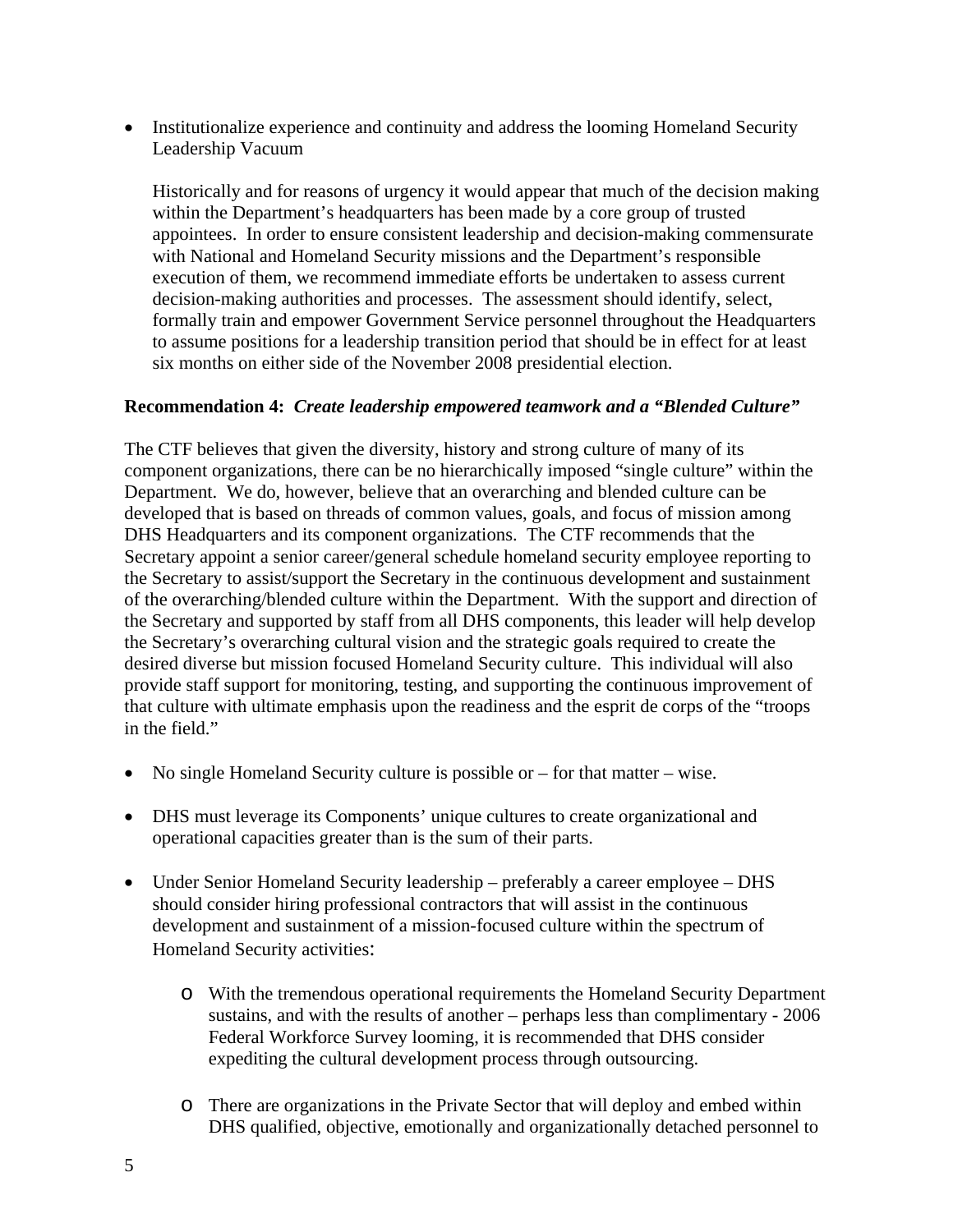- Institutionalize experience and continuity and address the looming Homeland Security Leadership Vacuum

  Historically and for reasons of urgency it would appear that much of the decision making within the Department's headquarters has been made by a core group of trusted appointees. In order to ensure consistent leadership and decision-making commensurate with National and Homeland Security missions and the Department's responsible execution of them, we recommend immediate efforts be undertaken to assess current decision-making authorities and processes. The assessment should identify, select, formally train and empower Government Service personnel throughout the Headquarters to assume positions for a leadership transition period that should be in effect for at least six months on either side of the November 2008 presidential election.

**Recommendation 4:** ***Create leadership empowered teamwork and a "Blended Culture"***

The CTF believes that given the diversity, history and strong culture of many of its component organizations, there can be no hierarchically imposed "single culture" within the Department. We do, however, believe that an overarching and blended culture can be developed that is based on threads of common values, goals, and focus of mission among DHS Headquarters and its component organizations. The CTF recommends that the Secretary appoint a senior career/general schedule homeland security employee reporting to the Secretary to assist/support the Secretary in the continuous development and sustainment of the overarching/blended culture within the Department. With the support and direction of the Secretary and supported by staff from all DHS components, this leader will help develop the Secretary's overarching cultural vision and the strategic goals required to create the desired diverse but mission focused Homeland Security culture. This individual will also provide staff support for monitoring, testing, and supporting the continuous improvement of that culture with ultimate emphasis upon the readiness and the esprit de corps of the "troops in the field."

- No single Homeland Security culture is possible or – for that matter – wise.

- DHS must leverage its Components' unique cultures to create organizational and operational capacities greater than is the sum of their parts.

- Under Senior Homeland Security leadership – preferably a career employee – DHS should consider hiring professional contractors that will assist in the continuous development and sustainment of a mission-focused culture within the spectrum of Homeland Security activities:

  - With the tremendous operational requirements the Homeland Security Department sustains, and with the results of another – perhaps less than complimentary - 2006 Federal Workforce Survey looming, it is recommended that DHS consider expediting the cultural development process through outsourcing.

  - There are organizations in the Private Sector that will deploy and embed within DHS qualified, objective, emotionally and organizationally detached personnel to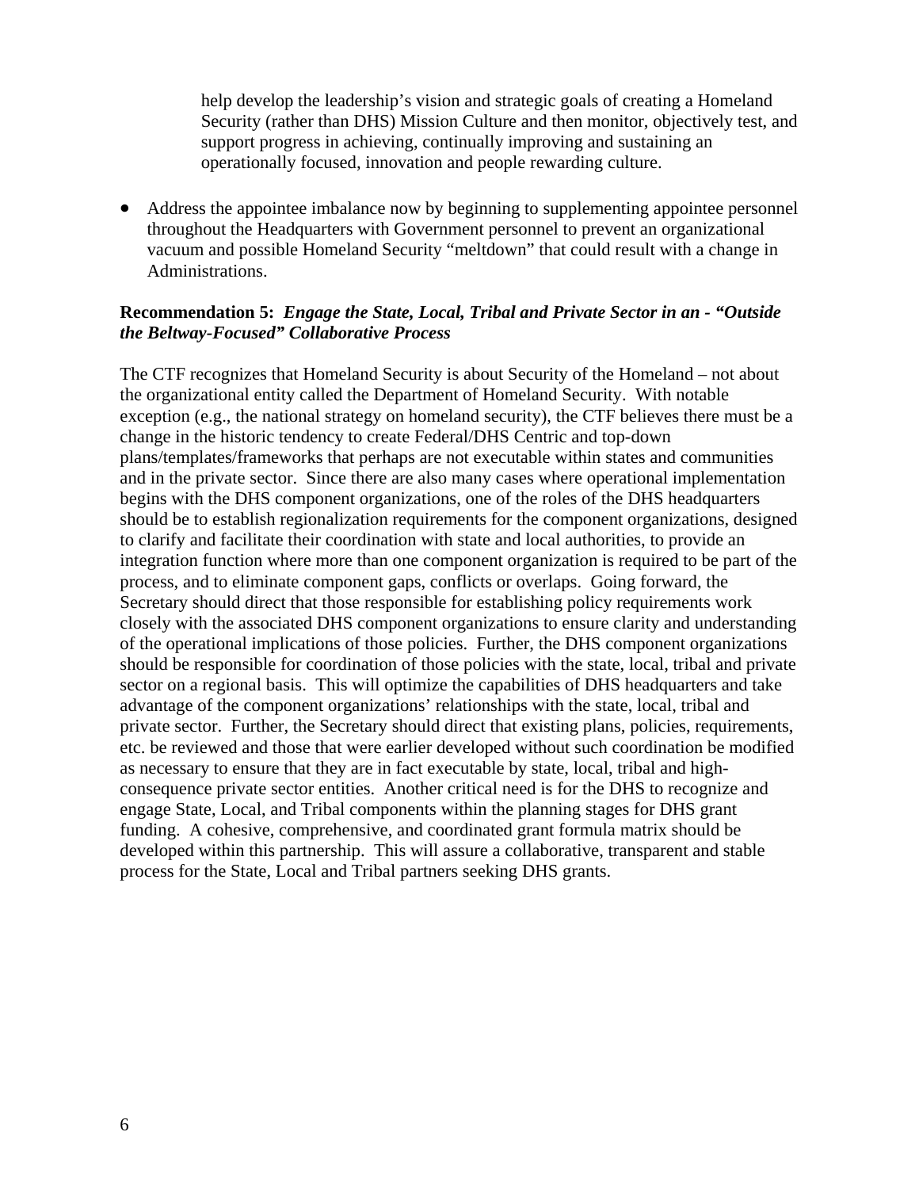help develop the leadership's vision and strategic goals of creating a Homeland Security (rather than DHS) Mission Culture and then monitor, objectively test, and support progress in achieving, continually improving and sustaining an operationally focused, innovation and people rewarding culture.

- Address the appointee imbalance now by beginning to supplementing appointee personnel throughout the Headquarters with Government personnel to prevent an organizational vacuum and possible Homeland Security "meltdown" that could result with a change in Administrations.

**Recommendation 5:** ***Engage the State, Local, Tribal and Private Sector in an - "Outside the Beltway-Focused" Collaborative Process***

The CTF recognizes that Homeland Security is about Security of the Homeland – not about the organizational entity called the Department of Homeland Security. With notable exception (e.g., the national strategy on homeland security), the CTF believes there must be a change in the historic tendency to create Federal/DHS Centric and top-down plans/templates/frameworks that perhaps are not executable within states and communities and in the private sector. Since there are also many cases where operational implementation begins with the DHS component organizations, one of the roles of the DHS headquarters should be to establish regionalization requirements for the component organizations, designed to clarify and facilitate their coordination with state and local authorities, to provide an integration function where more than one component organization is required to be part of the process, and to eliminate component gaps, conflicts or overlaps. Going forward, the Secretary should direct that those responsible for establishing policy requirements work closely with the associated DHS component organizations to ensure clarity and understanding of the operational implications of those policies. Further, the DHS component organizations should be responsible for coordination of those policies with the state, local, tribal and private sector on a regional basis. This will optimize the capabilities of DHS headquarters and take advantage of the component organizations' relationships with the state, local, tribal and private sector. Further, the Secretary should direct that existing plans, policies, requirements, etc. be reviewed and those that were earlier developed without such coordination be modified as necessary to ensure that they are in fact executable by state, local, tribal and high-consequence private sector entities. Another critical need is for the DHS to recognize and engage State, Local, and Tribal components within the planning stages for DHS grant funding. A cohesive, comprehensive, and coordinated grant formula matrix should be developed within this partnership. This will assure a collaborative, transparent and stable process for the State, Local and Tribal partners seeking DHS grants.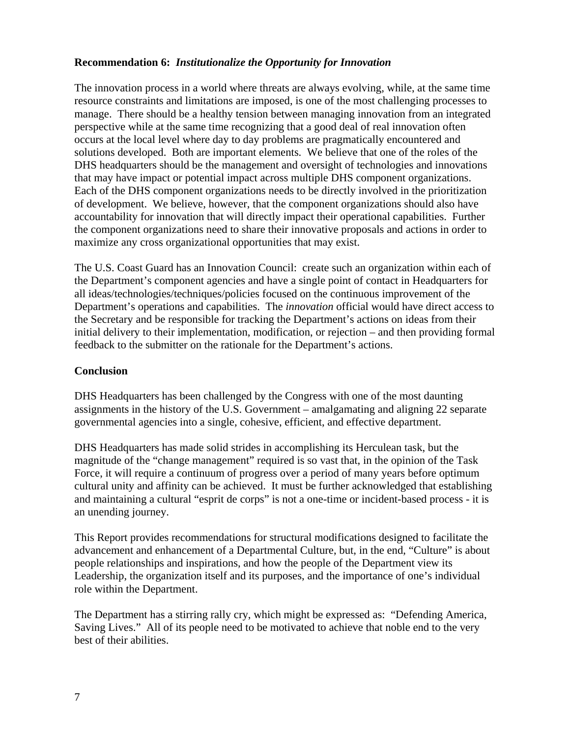**Recommendation 6:** ***Institutionalize the Opportunity for Innovation***

The innovation process in a world where threats are always evolving, while, at the same time resource constraints and limitations are imposed, is one of the most challenging processes to manage. There should be a healthy tension between managing innovation from an integrated perspective while at the same time recognizing that a good deal of real innovation often occurs at the local level where day to day problems are pragmatically encountered and solutions developed. Both are important elements. We believe that one of the roles of the DHS headquarters should be the management and oversight of technologies and innovations that may have impact or potential impact across multiple DHS component organizations. Each of the DHS component organizations needs to be directly involved in the prioritization of development. We believe, however, that the component organizations should also have accountability for innovation that will directly impact their operational capabilities. Further the component organizations need to share their innovative proposals and actions in order to maximize any cross organizational opportunities that may exist.

The U.S. Coast Guard has an Innovation Council: create such an organization within each of the Department's component agencies and have a single point of contact in Headquarters for all ideas/technologies/techniques/policies focused on the continuous improvement of the Department's operations and capabilities. The *innovation* official would have direct access to the Secretary and be responsible for tracking the Department's actions on ideas from their initial delivery to their implementation, modification, or rejection – and then providing formal feedback to the submitter on the rationale for the Department's actions.

**Conclusion**

DHS Headquarters has been challenged by the Congress with one of the most daunting assignments in the history of the U.S. Government – amalgamating and aligning 22 separate governmental agencies into a single, cohesive, efficient, and effective department.

DHS Headquarters has made solid strides in accomplishing its Herculean task, but the magnitude of the "change management" required is so vast that, in the opinion of the Task Force, it will require a continuum of progress over a period of many years before optimum cultural unity and affinity can be achieved. It must be further acknowledged that establishing and maintaining a cultural "esprit de corps" is not a one-time or incident-based process - it is an unending journey.

This Report provides recommendations for structural modifications designed to facilitate the advancement and enhancement of a Departmental Culture, but, in the end, "Culture" is about people relationships and inspirations, and how the people of the Department view its Leadership, the organization itself and its purposes, and the importance of one's individual role within the Department.

The Department has a stirring rally cry, which might be expressed as: "Defending America, Saving Lives." All of its people need to be motivated to achieve that noble end to the very best of their abilities.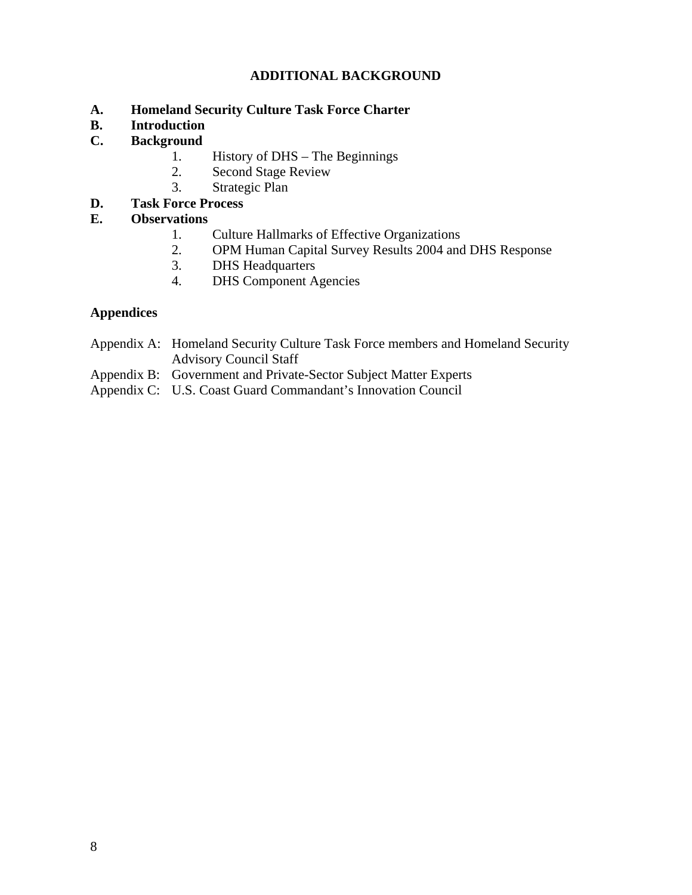## ADDITIONAL BACKGROUND

**A. Homeland Security Culture Task Force Charter**

**B. Introduction**

**C. Background**

1. History of DHS – The Beginnings
2. Second Stage Review
3. Strategic Plan

**D. Task Force Process**

**E. Observations**

1. Culture Hallmarks of Effective Organizations
2. OPM Human Capital Survey Results 2004 and DHS Response
3. DHS Headquarters
4. DHS Component Agencies

### Appendices

Appendix A: Homeland Security Culture Task Force members and Homeland Security Advisory Council Staff

Appendix B: Government and Private-Sector Subject Matter Experts

Appendix C: U.S. Coast Guard Commandant's Innovation Council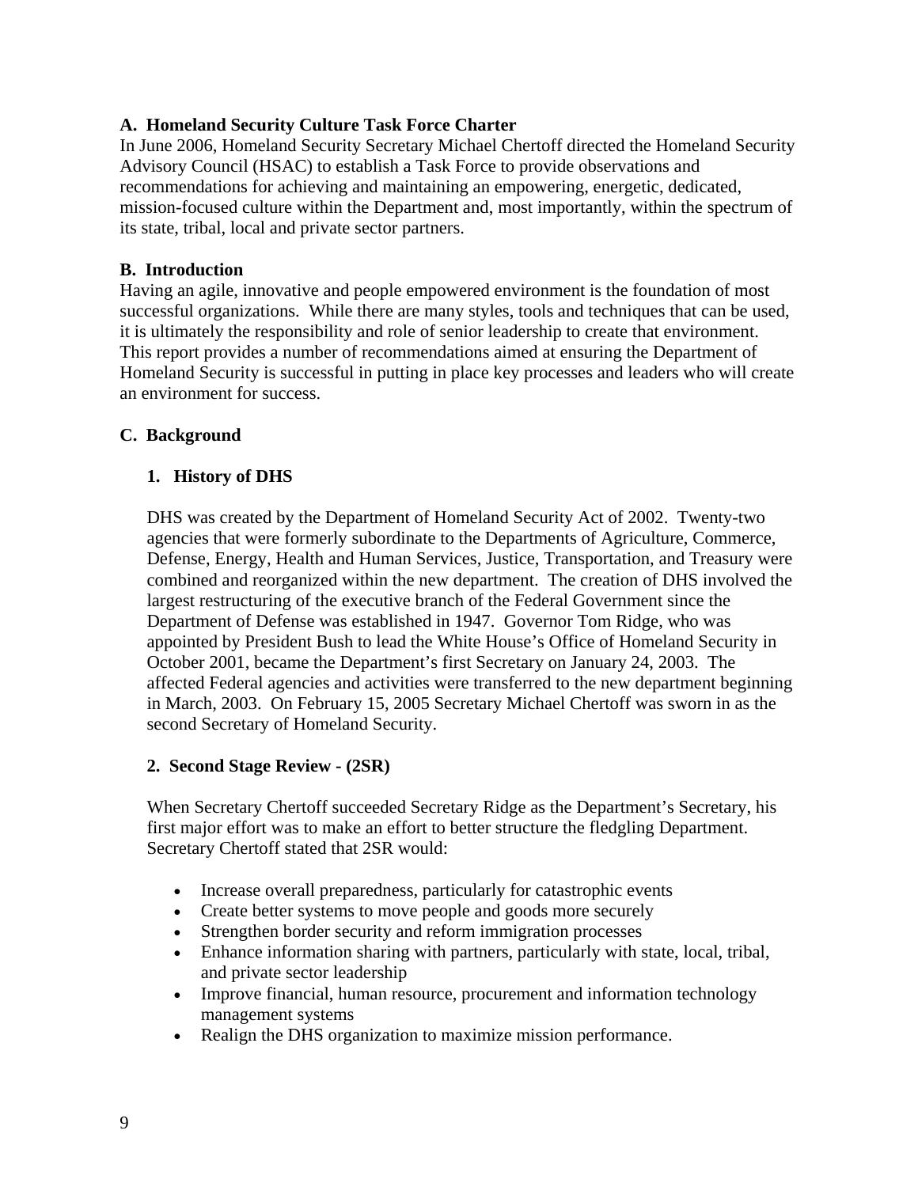## A. Homeland Security Culture Task Force Charter

In June 2006, Homeland Security Secretary Michael Chertoff directed the Homeland Security Advisory Council (HSAC) to establish a Task Force to provide observations and recommendations for achieving and maintaining an empowering, energetic, dedicated, mission-focused culture within the Department and, most importantly, within the spectrum of its state, tribal, local and private sector partners.

## B. Introduction

Having an agile, innovative and people empowered environment is the foundation of most successful organizations. While there are many styles, tools and techniques that can be used, it is ultimately the responsibility and role of senior leadership to create that environment. This report provides a number of recommendations aimed at ensuring the Department of Homeland Security is successful in putting in place key processes and leaders who will create an environment for success.

## C. Background

### 1. History of DHS

DHS was created by the Department of Homeland Security Act of 2002. Twenty-two agencies that were formerly subordinate to the Departments of Agriculture, Commerce, Defense, Energy, Health and Human Services, Justice, Transportation, and Treasury were combined and reorganized within the new department. The creation of DHS involved the largest restructuring of the executive branch of the Federal Government since the Department of Defense was established in 1947. Governor Tom Ridge, who was appointed by President Bush to lead the White House's Office of Homeland Security in October 2001, became the Department's first Secretary on January 24, 2003. The affected Federal agencies and activities were transferred to the new department beginning in March, 2003. On February 15, 2005 Secretary Michael Chertoff was sworn in as the second Secretary of Homeland Security.

### 2. Second Stage Review - (2SR)

When Secretary Chertoff succeeded Secretary Ridge as the Department's Secretary, his first major effort was to make an effort to better structure the fledgling Department. Secretary Chertoff stated that 2SR would:

- Increase overall preparedness, particularly for catastrophic events
- Create better systems to move people and goods more securely
- Strengthen border security and reform immigration processes
- Enhance information sharing with partners, particularly with state, local, tribal, and private sector leadership
- Improve financial, human resource, procurement and information technology management systems
- Realign the DHS organization to maximize mission performance.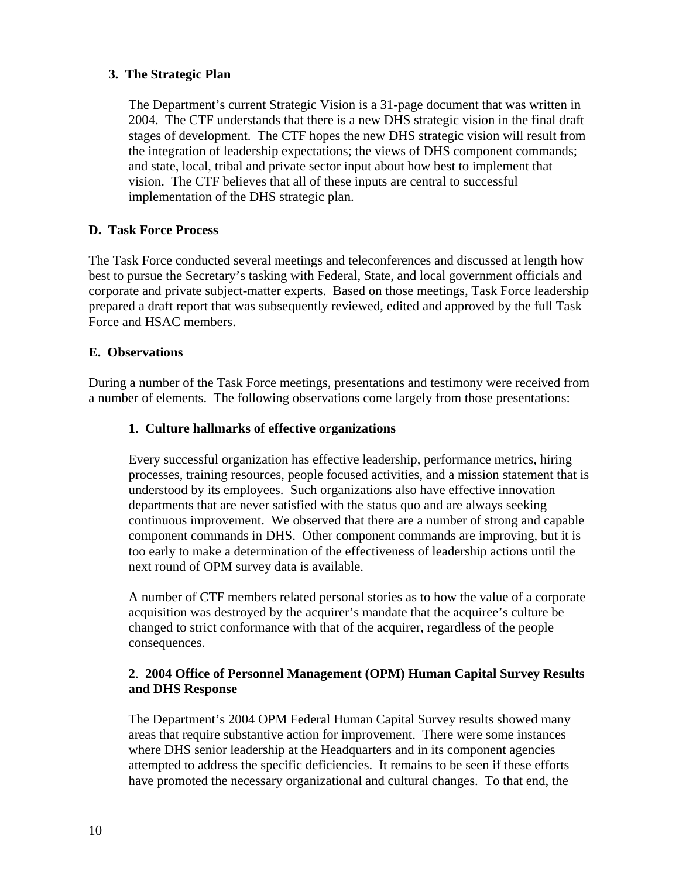### 3. The Strategic Plan

The Department's current Strategic Vision is a 31-page document that was written in 2004. The CTF understands that there is a new DHS strategic vision in the final draft stages of development. The CTF hopes the new DHS strategic vision will result from the integration of leadership expectations; the views of DHS component commands; and state, local, tribal and private sector input about how best to implement that vision. The CTF believes that all of these inputs are central to successful implementation of the DHS strategic plan.

## D. Task Force Process

The Task Force conducted several meetings and teleconferences and discussed at length how best to pursue the Secretary's tasking with Federal, State, and local government officials and corporate and private subject-matter experts. Based on those meetings, Task Force leadership prepared a draft report that was subsequently reviewed, edited and approved by the full Task Force and HSAC members.

## E. Observations

During a number of the Task Force meetings, presentations and testimony were received from a number of elements. The following observations come largely from those presentations:

### 1. Culture hallmarks of effective organizations

Every successful organization has effective leadership, performance metrics, hiring processes, training resources, people focused activities, and a mission statement that is understood by its employees. Such organizations also have effective innovation departments that are never satisfied with the status quo and are always seeking continuous improvement. We observed that there are a number of strong and capable component commands in DHS. Other component commands are improving, but it is too early to make a determination of the effectiveness of leadership actions until the next round of OPM survey data is available.

A number of CTF members related personal stories as to how the value of a corporate acquisition was destroyed by the acquirer's mandate that the acquiree's culture be changed to strict conformance with that of the acquirer, regardless of the people consequences.

### 2. 2004 Office of Personnel Management (OPM) Human Capital Survey Results and DHS Response

The Department's 2004 OPM Federal Human Capital Survey results showed many areas that require substantive action for improvement. There were some instances where DHS senior leadership at the Headquarters and in its component agencies attempted to address the specific deficiencies. It remains to be seen if these efforts have promoted the necessary organizational and cultural changes. To that end, the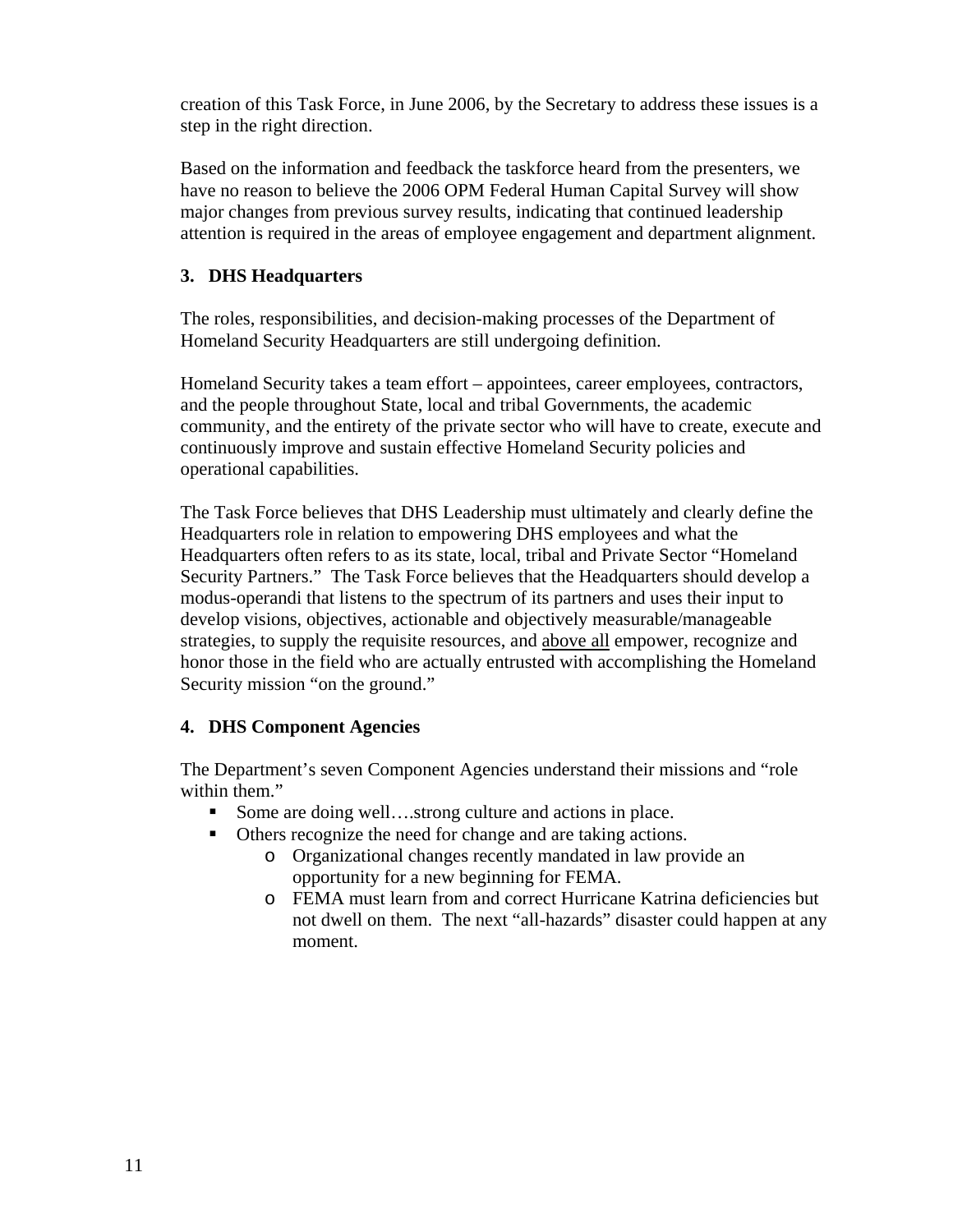creation of this Task Force, in June 2006, by the Secretary to address these issues is a step in the right direction.

Based on the information and feedback the taskforce heard from the presenters, we have no reason to believe the 2006 OPM Federal Human Capital Survey will show major changes from previous survey results, indicating that continued leadership attention is required in the areas of employee engagement and department alignment.

### 3. DHS Headquarters

The roles, responsibilities, and decision-making processes of the Department of Homeland Security Headquarters are still undergoing definition.

Homeland Security takes a team effort – appointees, career employees, contractors, and the people throughout State, local and tribal Governments, the academic community, and the entirety of the private sector who will have to create, execute and continuously improve and sustain effective Homeland Security policies and operational capabilities.

The Task Force believes that DHS Leadership must ultimately and clearly define the Headquarters role in relation to empowering DHS employees and what the Headquarters often refers to as its state, local, tribal and Private Sector "Homeland Security Partners." The Task Force believes that the Headquarters should develop a modus-operandi that listens to the spectrum of its partners and uses their input to develop visions, objectives, actionable and objectively measurable/manageable strategies, to supply the requisite resources, and <u>above all</u> empower, recognize and honor those in the field who are actually entrusted with accomplishing the Homeland Security mission "on the ground."

### 4. DHS Component Agencies

The Department's seven Component Agencies understand their missions and "role within them."

- Some are doing well….strong culture and actions in place.
- Others recognize the need for change and are taking actions.
  - Organizational changes recently mandated in law provide an opportunity for a new beginning for FEMA.
  - FEMA must learn from and correct Hurricane Katrina deficiencies but not dwell on them. The next "all-hazards" disaster could happen at any moment.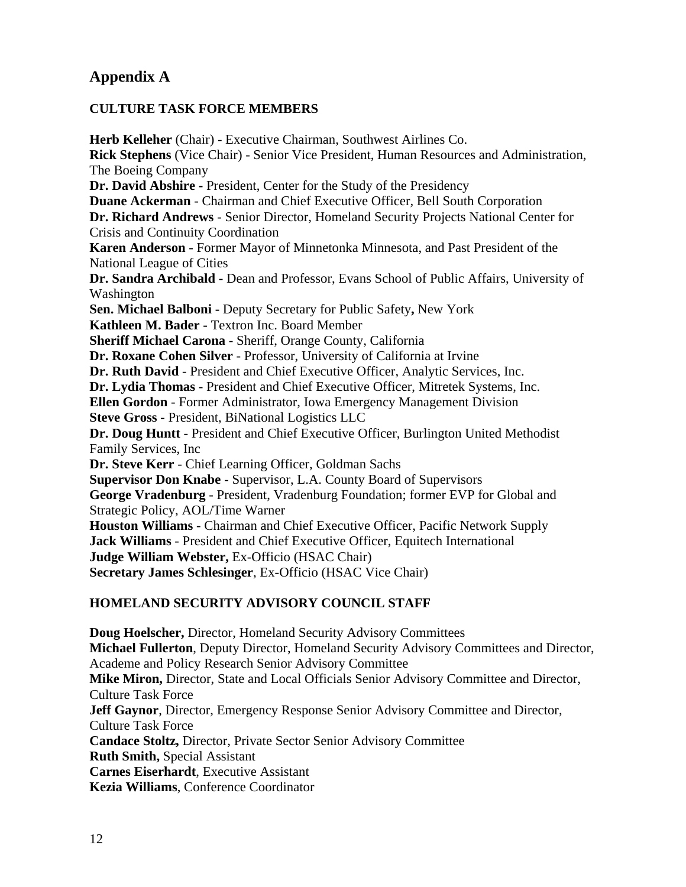## Appendix A

### CULTURE TASK FORCE MEMBERS

**Herb Kelleher** (Chair) - Executive Chairman, Southwest Airlines Co.
**Rick Stephens** (Vice Chair) - Senior Vice President, Human Resources and Administration, The Boeing Company
**Dr. David Abshire -** President, Center for the Study of the Presidency
**Duane Ackerman** - Chairman and Chief Executive Officer, Bell South Corporation
**Dr. Richard Andrews** - Senior Director, Homeland Security Projects National Center for Crisis and Continuity Coordination
**Karen Anderson** - Former Mayor of Minnetonka Minnesota, and Past President of the National League of Cities
**Dr. Sandra Archibald -** Dean and Professor, Evans School of Public Affairs, University of Washington
**Sen. Michael Balboni -** Deputy Secretary for Public Safety**,** New York
**Kathleen M. Bader -** Textron Inc. Board Member
**Sheriff Michael Carona** - Sheriff, Orange County, California
**Dr. Roxane Cohen Silver** - Professor, University of California at Irvine
**Dr. Ruth David** - President and Chief Executive Officer, Analytic Services, Inc.
**Dr. Lydia Thomas** - President and Chief Executive Officer, Mitretek Systems, Inc.
**Ellen Gordon** - Former Administrator, Iowa Emergency Management Division
**Steve Gross -** President, BiNational Logistics LLC
**Dr. Doug Huntt** - President and Chief Executive Officer, Burlington United Methodist Family Services, Inc
**Dr. Steve Kerr** - Chief Learning Officer, Goldman Sachs
**Supervisor Don Knabe** - Supervisor, L.A. County Board of Supervisors
**George Vradenburg** - President, Vradenburg Foundation; former EVP for Global and Strategic Policy, AOL/Time Warner
**Houston Williams** - Chairman and Chief Executive Officer, Pacific Network Supply
**Jack Williams** - President and Chief Executive Officer, Equitech International
**Judge William Webster,** Ex-Officio (HSAC Chair)
**Secretary James Schlesinger**, Ex-Officio (HSAC Vice Chair)

### HOMELAND SECURITY ADVISORY COUNCIL STAFF

**Doug Hoelscher,** Director, Homeland Security Advisory Committees
**Michael Fullerton**, Deputy Director, Homeland Security Advisory Committees and Director, Academe and Policy Research Senior Advisory Committee
**Mike Miron,** Director, State and Local Officials Senior Advisory Committee and Director, Culture Task Force
**Jeff Gaynor**, Director, Emergency Response Senior Advisory Committee and Director, Culture Task Force
**Candace Stoltz,** Director, Private Sector Senior Advisory Committee
**Ruth Smith,** Special Assistant
**Carnes Eiserhardt**, Executive Assistant
**Kezia Williams**, Conference Coordinator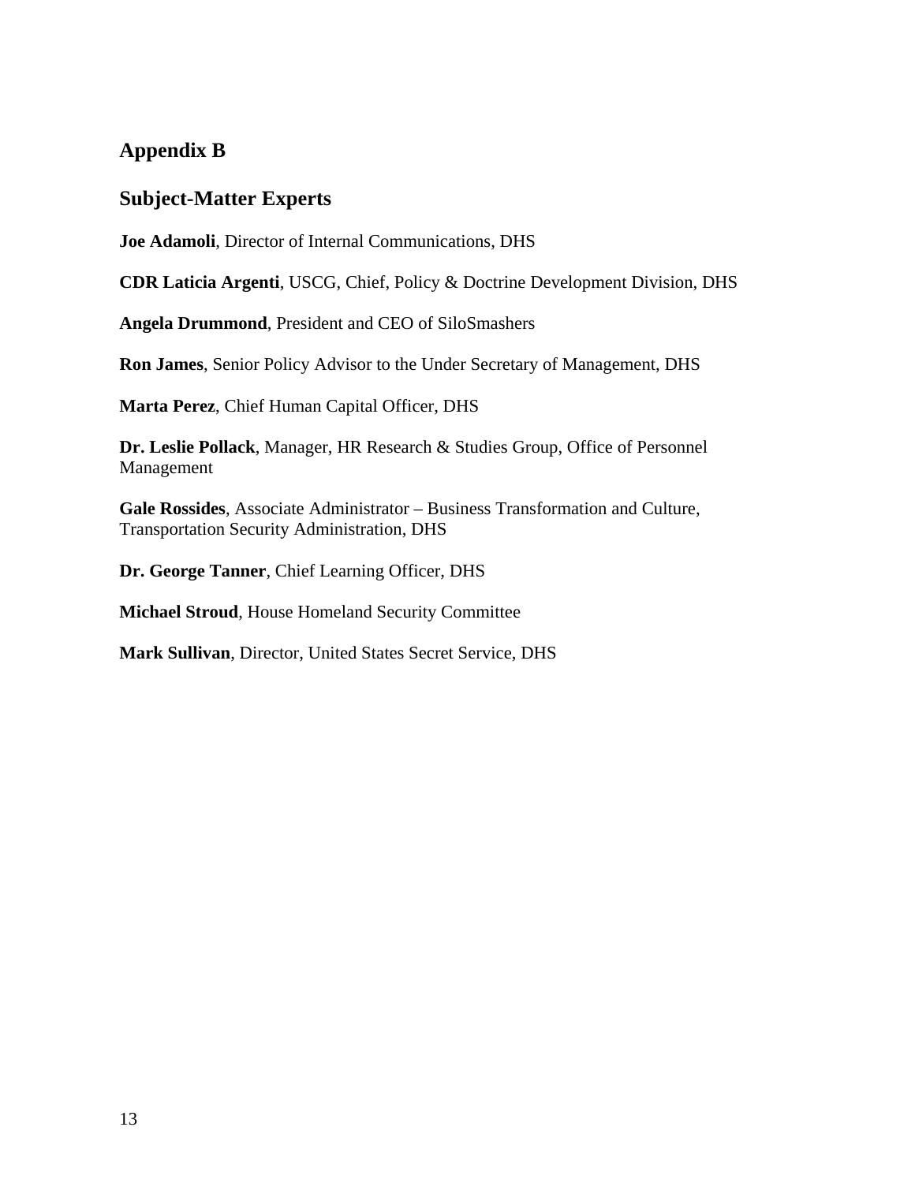## Appendix B

## Subject-Matter Experts

**Joe Adamoli**, Director of Internal Communications, DHS

**CDR Laticia Argenti**, USCG, Chief, Policy & Doctrine Development Division, DHS

**Angela Drummond**, President and CEO of SiloSmashers

**Ron James**, Senior Policy Advisor to the Under Secretary of Management, DHS

**Marta Perez**, Chief Human Capital Officer, DHS

**Dr. Leslie Pollack**, Manager, HR Research & Studies Group, Office of Personnel Management

**Gale Rossides**, Associate Administrator – Business Transformation and Culture, Transportation Security Administration, DHS

**Dr. George Tanner**, Chief Learning Officer, DHS

**Michael Stroud**, House Homeland Security Committee

**Mark Sullivan**, Director, United States Secret Service, DHS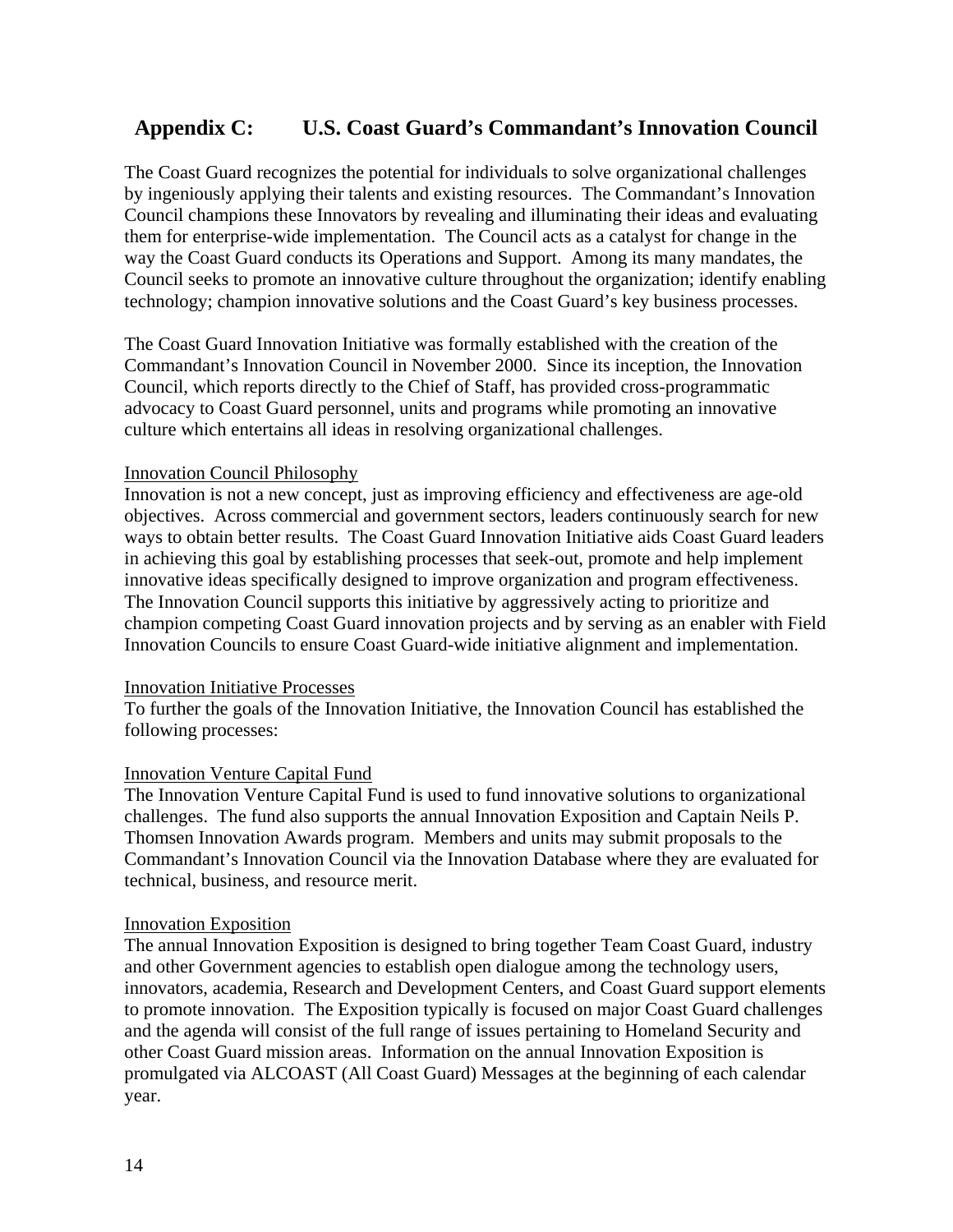## Appendix C: U.S. Coast Guard's Commandant's Innovation Council

The Coast Guard recognizes the potential for individuals to solve organizational challenges by ingeniously applying their talents and existing resources. The Commandant's Innovation Council champions these Innovators by revealing and illuminating their ideas and evaluating them for enterprise-wide implementation. The Council acts as a catalyst for change in the way the Coast Guard conducts its Operations and Support. Among its many mandates, the Council seeks to promote an innovative culture throughout the organization; identify enabling technology; champion innovative solutions and the Coast Guard's key business processes.

The Coast Guard Innovation Initiative was formally established with the creation of the Commandant's Innovation Council in November 2000. Since its inception, the Innovation Council, which reports directly to the Chief of Staff, has provided cross-programmatic advocacy to Coast Guard personnel, units and programs while promoting an innovative culture which entertains all ideas in resolving organizational challenges.

### Innovation Council Philosophy

Innovation is not a new concept, just as improving efficiency and effectiveness are age-old objectives. Across commercial and government sectors, leaders continuously search for new ways to obtain better results. The Coast Guard Innovation Initiative aids Coast Guard leaders in achieving this goal by establishing processes that seek-out, promote and help implement innovative ideas specifically designed to improve organization and program effectiveness. The Innovation Council supports this initiative by aggressively acting to prioritize and champion competing Coast Guard innovation projects and by serving as an enabler with Field Innovation Councils to ensure Coast Guard-wide initiative alignment and implementation.

### Innovation Initiative Processes

To further the goals of the Innovation Initiative, the Innovation Council has established the following processes:

### Innovation Venture Capital Fund

The Innovation Venture Capital Fund is used to fund innovative solutions to organizational challenges. The fund also supports the annual Innovation Exposition and Captain Neils P. Thomsen Innovation Awards program. Members and units may submit proposals to the Commandant's Innovation Council via the Innovation Database where they are evaluated for technical, business, and resource merit.

### Innovation Exposition

The annual Innovation Exposition is designed to bring together Team Coast Guard, industry and other Government agencies to establish open dialogue among the technology users, innovators, academia, Research and Development Centers, and Coast Guard support elements to promote innovation. The Exposition typically is focused on major Coast Guard challenges and the agenda will consist of the full range of issues pertaining to Homeland Security and other Coast Guard mission areas. Information on the annual Innovation Exposition is promulgated via ALCOAST (All Coast Guard) Messages at the beginning of each calendar year.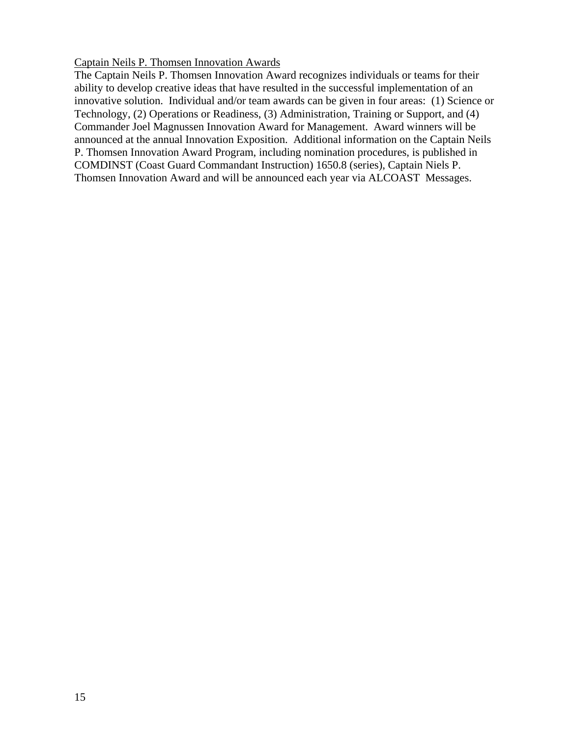<u>Captain Neils P. Thomsen Innovation Awards</u>

The Captain Neils P. Thomsen Innovation Award recognizes individuals or teams for their ability to develop creative ideas that have resulted in the successful implementation of an innovative solution. Individual and/or team awards can be given in four areas: (1) Science or Technology, (2) Operations or Readiness, (3) Administration, Training or Support, and (4) Commander Joel Magnussen Innovation Award for Management. Award winners will be announced at the annual Innovation Exposition. Additional information on the Captain Neils P. Thomsen Innovation Award Program, including nomination procedures, is published in COMDINST (Coast Guard Commandant Instruction) 1650.8 (series), Captain Niels P. Thomsen Innovation Award and will be announced each year via ALCOAST Messages.